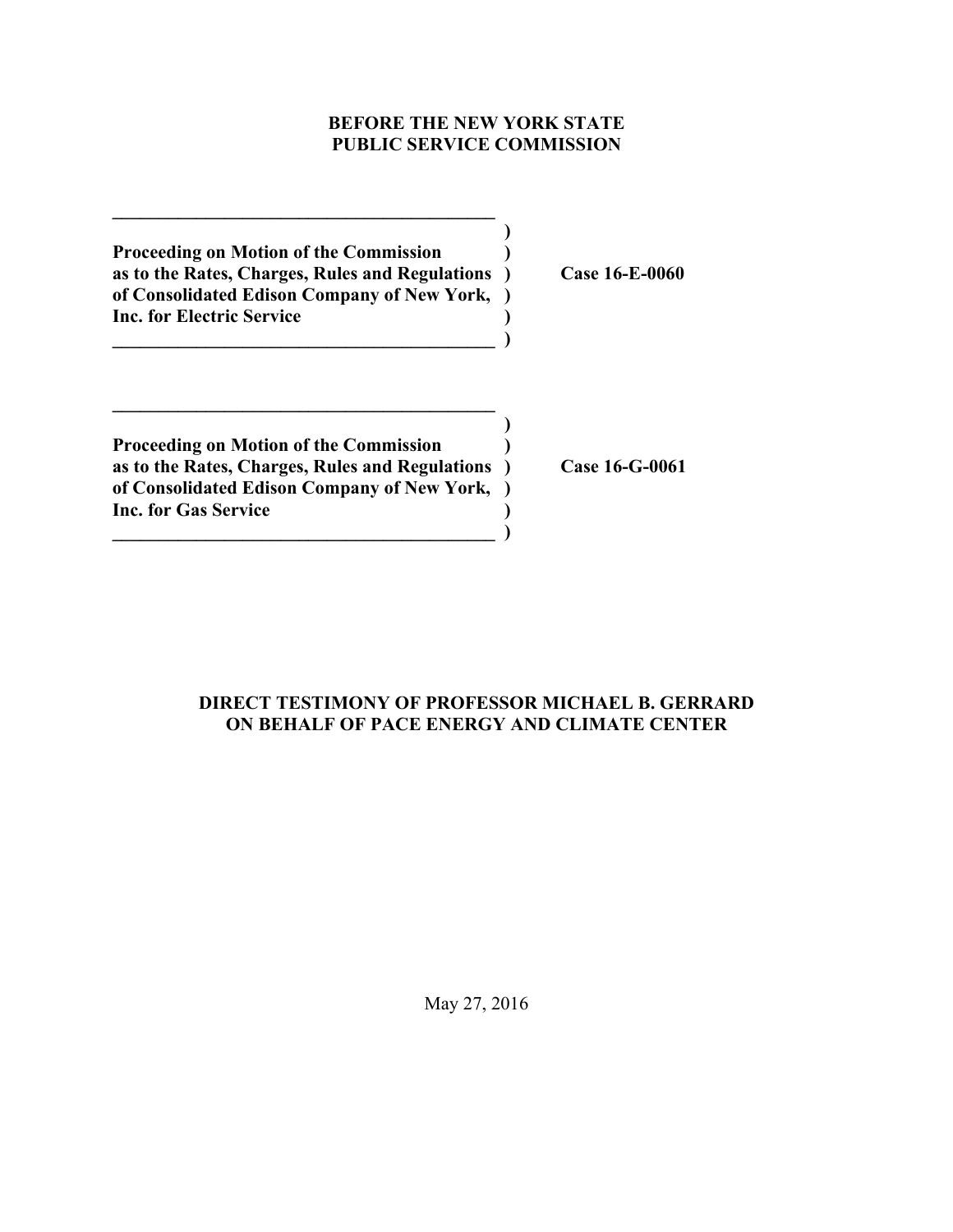**BEFORE THE NEW YORK STATE**
**PUBLIC SERVICE COMMISSION**

| | |
|---|---|
| **Proceeding on Motion of the Commission as to the Rates, Charges, Rules and Regulations of Consolidated Edison Company of New York, Inc. for Electric Service** | **Case 16-E-0060** |

| | |
|---|---|
| **Proceeding on Motion of the Commission as to the Rates, Charges, Rules and Regulations of Consolidated Edison Company of New York, Inc. for Gas Service** | **Case 16-G-0061** |

**DIRECT TESTIMONY OF PROFESSOR MICHAEL B. GERRARD**
**ON BEHALF OF PACE ENERGY AND CLIMATE CENTER**

May 27, 2016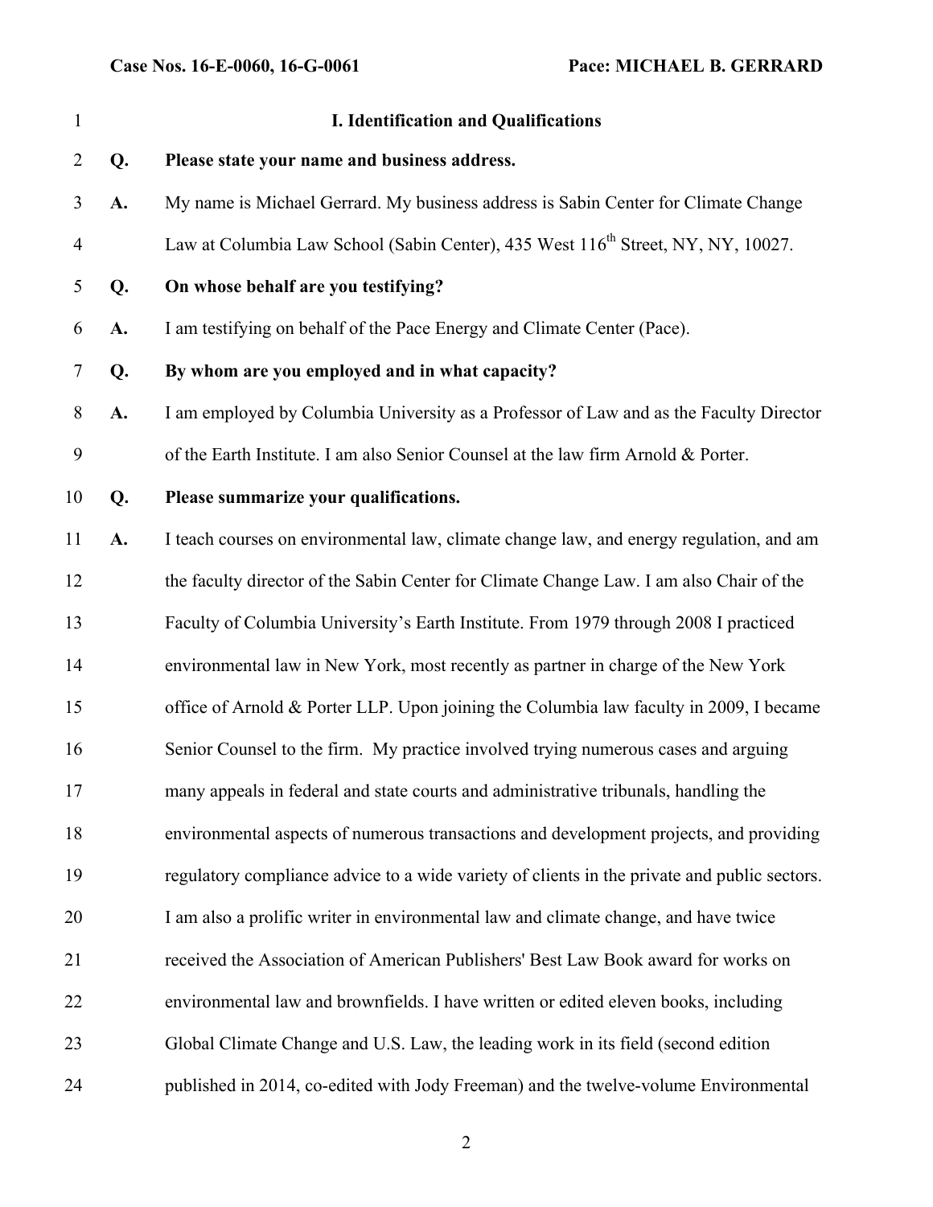## I. Identification and Qualifications

**Q. Please state your name and business address.**

A. My name is Michael Gerrard. My business address is Sabin Center for Climate Change Law at Columbia Law School (Sabin Center), 435 West 116th Street, NY, NY, 10027.

**Q. On whose behalf are you testifying?**

A. I am testifying on behalf of the Pace Energy and Climate Center (Pace).

**Q. By whom are you employed and in what capacity?**

A. I am employed by Columbia University as a Professor of Law and as the Faculty Director of the Earth Institute. I am also Senior Counsel at the law firm Arnold & Porter.

**Q. Please summarize your qualifications.**

A. I teach courses on environmental law, climate change law, and energy regulation, and am the faculty director of the Sabin Center for Climate Change Law. I am also Chair of the Faculty of Columbia University's Earth Institute. From 1979 through 2008 I practiced environmental law in New York, most recently as partner in charge of the New York office of Arnold & Porter LLP. Upon joining the Columbia law faculty in 2009, I became Senior Counsel to the firm. My practice involved trying numerous cases and arguing many appeals in federal and state courts and administrative tribunals, handling the environmental aspects of numerous transactions and development projects, and providing regulatory compliance advice to a wide variety of clients in the private and public sectors. I am also a prolific writer in environmental law and climate change, and have twice received the Association of American Publishers' Best Law Book award for works on environmental law and brownfields. I have written or edited eleven books, including Global Climate Change and U.S. Law, the leading work in its field (second edition published in 2014, co-edited with Jody Freeman) and the twelve-volume Environmental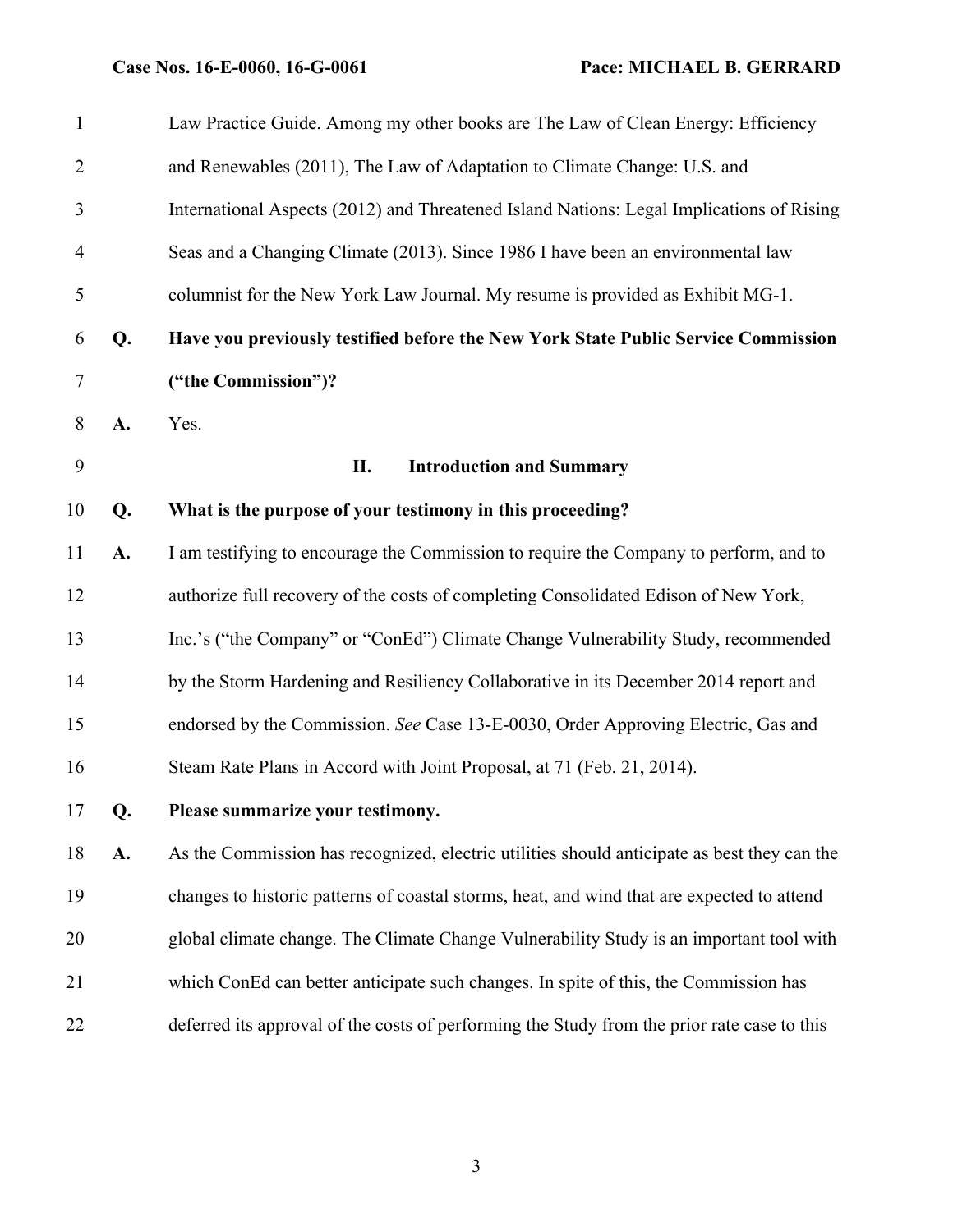Law Practice Guide. Among my other books are The Law of Clean Energy: Efficiency and Renewables (2011), The Law of Adaptation to Climate Change: U.S. and International Aspects (2012) and Threatened Island Nations: Legal Implications of Rising Seas and a Changing Climate (2013). Since 1986 I have been an environmental law columnist for the New York Law Journal. My resume is provided as Exhibit MG-1.

**Q. Have you previously testified before the New York State Public Service Commission ("the Commission")?**

**A.** Yes.

## II. Introduction and Summary

**Q. What is the purpose of your testimony in this proceeding?**

**A.** I am testifying to encourage the Commission to require the Company to perform, and to authorize full recovery of the costs of completing Consolidated Edison of New York, Inc.'s ("the Company" or "ConEd") Climate Change Vulnerability Study, recommended by the Storm Hardening and Resiliency Collaborative in its December 2014 report and endorsed by the Commission. *See* Case 13-E-0030, Order Approving Electric, Gas and Steam Rate Plans in Accord with Joint Proposal, at 71 (Feb. 21, 2014).

**Q. Please summarize your testimony.**

**A.** As the Commission has recognized, electric utilities should anticipate as best they can the changes to historic patterns of coastal storms, heat, and wind that are expected to attend global climate change. The Climate Change Vulnerability Study is an important tool with which ConEd can better anticipate such changes. In spite of this, the Commission has deferred its approval of the costs of performing the Study from the prior rate case to this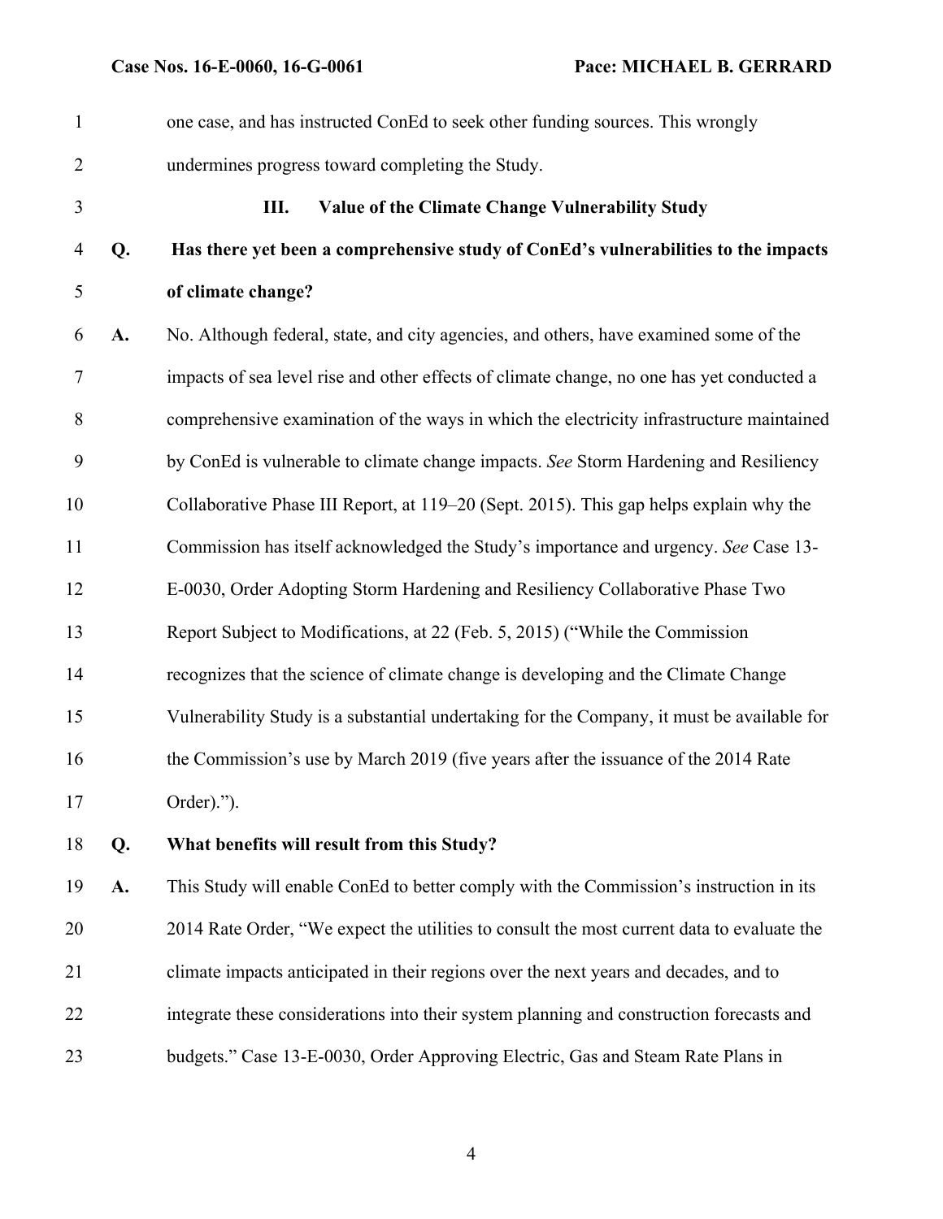one case, and has instructed ConEd to seek other funding sources. This wrongly undermines progress toward completing the Study.

### III. Value of the Climate Change Vulnerability Study

**Q. Has there yet been a comprehensive study of ConEd's vulnerabilities to the impacts of climate change?**

**A.** No. Although federal, state, and city agencies, and others, have examined some of the impacts of sea level rise and other effects of climate change, no one has yet conducted a comprehensive examination of the ways in which the electricity infrastructure maintained by ConEd is vulnerable to climate change impacts. *See* Storm Hardening and Resiliency Collaborative Phase III Report, at 119–20 (Sept. 2015). This gap helps explain why the Commission has itself acknowledged the Study's importance and urgency. *See* Case 13-E-0030, Order Adopting Storm Hardening and Resiliency Collaborative Phase Two Report Subject to Modifications, at 22 (Feb. 5, 2015) ("While the Commission recognizes that the science of climate change is developing and the Climate Change Vulnerability Study is a substantial undertaking for the Company, it must be available for the Commission's use by March 2019 (five years after the issuance of the 2014 Rate Order).").

**Q. What benefits will result from this Study?**

**A.** This Study will enable ConEd to better comply with the Commission's instruction in its 2014 Rate Order, "We expect the utilities to consult the most current data to evaluate the climate impacts anticipated in their regions over the next years and decades, and to integrate these considerations into their system planning and construction forecasts and budgets." Case 13-E-0030, Order Approving Electric, Gas and Steam Rate Plans in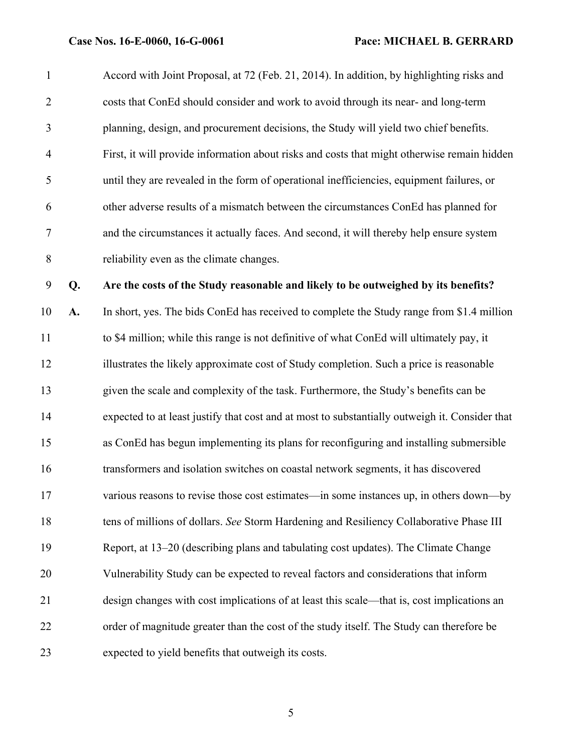Accord with Joint Proposal, at 72 (Feb. 21, 2014). In addition, by highlighting risks and costs that ConEd should consider and work to avoid through its near- and long-term planning, design, and procurement decisions, the Study will yield two chief benefits. First, it will provide information about risks and costs that might otherwise remain hidden until they are revealed in the form of operational inefficiencies, equipment failures, or other adverse results of a mismatch between the circumstances ConEd has planned for and the circumstances it actually faces. And second, it will thereby help ensure system reliability even as the climate changes.

**Q. Are the costs of the Study reasonable and likely to be outweighed by its benefits?**

**A.** In short, yes. The bids ConEd has received to complete the Study range from \$1.4 million to \$4 million; while this range is not definitive of what ConEd will ultimately pay, it illustrates the likely approximate cost of Study completion. Such a price is reasonable given the scale and complexity of the task. Furthermore, the Study's benefits can be expected to at least justify that cost and at most to substantially outweigh it. Consider that as ConEd has begun implementing its plans for reconfiguring and installing submersible transformers and isolation switches on coastal network segments, it has discovered various reasons to revise those cost estimates—in some instances up, in others down—by tens of millions of dollars. *See* Storm Hardening and Resiliency Collaborative Phase III Report, at 13–20 (describing plans and tabulating cost updates). The Climate Change Vulnerability Study can be expected to reveal factors and considerations that inform design changes with cost implications of at least this scale—that is, cost implications an order of magnitude greater than the cost of the study itself. The Study can therefore be expected to yield benefits that outweigh its costs.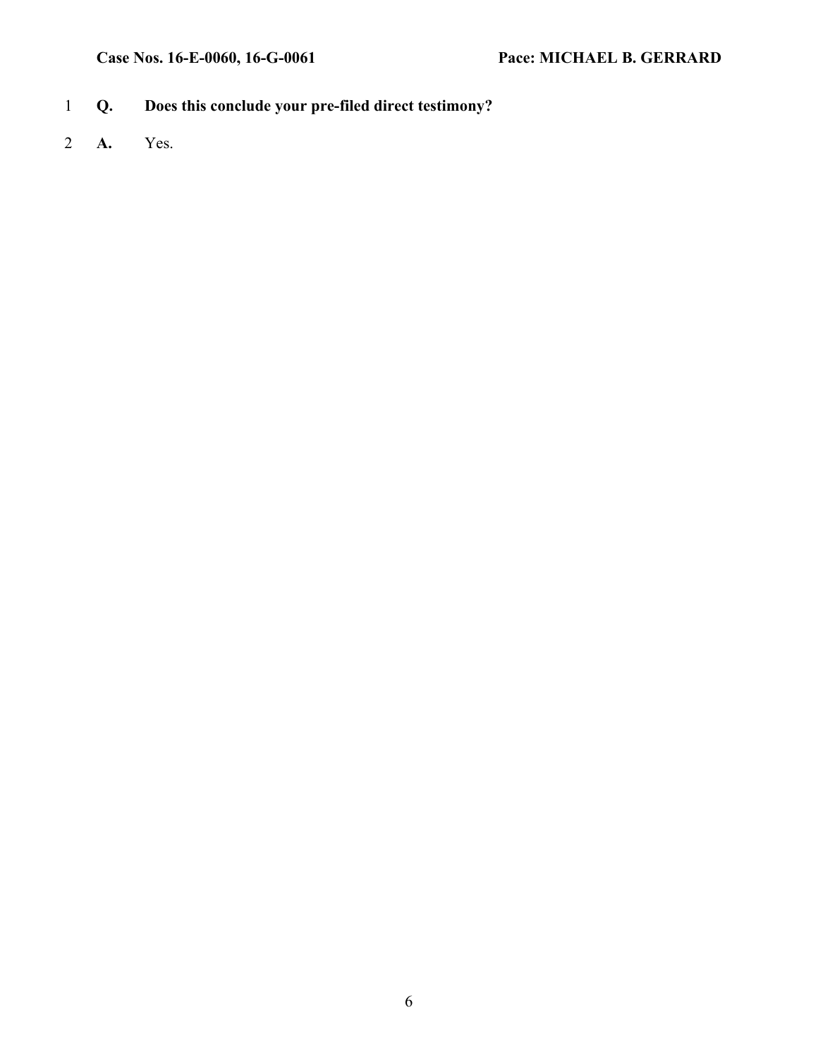**Q.** **Does this conclude your pre-filed direct testimony?**

**A.** Yes.